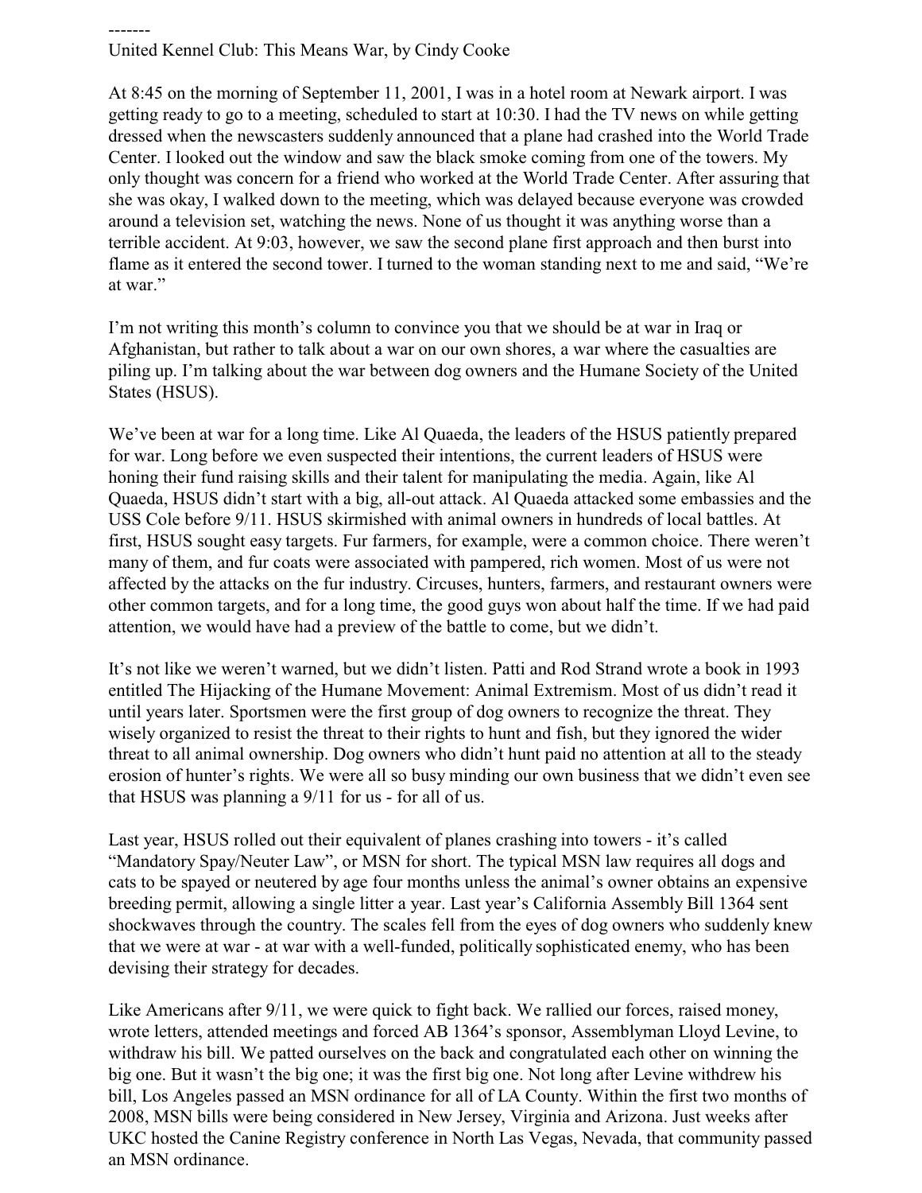-------

United Kennel Club: This Means War, by Cindy Cooke

At 8:45 on the morning of September 11, 2001, I was in a hotel room at Newark airport. I was getting ready to go to a meeting, scheduled to start at 10:30. I had the TV news on while getting dressed when the newscasters suddenly announced that a plane had crashed into the World Trade Center. I looked out the window and saw the black smoke coming from one of the towers. My only thought was concern for a friend who worked at the World Trade Center. After assuring that she was okay, I walked down to the meeting, which was delayed because everyone was crowded around a television set, watching the news. None of us thought it was anything worse than a terrible accident. At 9:03, however, we saw the second plane first approach and then burst into flame as it entered the second tower. I turned to the woman standing next to me and said, "We're at war."

I'm not writing this month's column to convince you that we should be at war in Iraq or Afghanistan, but rather to talk about a war on our own shores, a war where the casualties are piling up. I'm talking about the war between dog owners and the Humane Society of the United States (HSUS).

We've been at war for a long time. Like Al Quaeda, the leaders of the HSUS patiently prepared for war. Long before we even suspected their intentions, the current leaders of HSUS were honing their fund raising skills and their talent for manipulating the media. Again, like Al Quaeda, HSUS didn't start with a big, all-out attack. Al Quaeda attacked some embassies and the USS Cole before 9/11. HSUS skirmished with animal owners in hundreds of local battles. At first, HSUS sought easy targets. Fur farmers, for example, were a common choice. There weren't many of them, and fur coats were associated with pampered, rich women. Most of us were not affected by the attacks on the fur industry. Circuses, hunters, farmers, and restaurant owners were other common targets, and for a long time, the good guys won about half the time. If we had paid attention, we would have had a preview of the battle to come, but we didn't.

It's not like we weren't warned, but we didn't listen. Patti and Rod Strand wrote a book in 1993 entitled The Hijacking of the Humane Movement: Animal Extremism. Most of us didn't read it until years later. Sportsmen were the first group of dog owners to recognize the threat. They wisely organized to resist the threat to their rights to hunt and fish, but they ignored the wider threat to all animal ownership. Dog owners who didn't hunt paid no attention at all to the steady erosion of hunter's rights. We were all so busy minding our own business that we didn't even see that HSUS was planning a 9/11 for us - for all of us.

Last year, HSUS rolled out their equivalent of planes crashing into towers - it's called "Mandatory Spay/Neuter Law", or MSN for short. The typical MSN law requires all dogs and cats to be spayed or neutered by age four months unless the animal's owner obtains an expensive breeding permit, allowing a single litter a year. Last year's California Assembly Bill 1364 sent shockwaves through the country. The scales fell from the eyes of dog owners who suddenly knew that we were at war - at war with a well-funded, politically sophisticated enemy, who has been devising their strategy for decades.

Like Americans after 9/11, we were quick to fight back. We rallied our forces, raised money, wrote letters, attended meetings and forced AB 1364's sponsor, Assemblyman Lloyd Levine, to withdraw his bill. We patted ourselves on the back and congratulated each other on winning the big one. But it wasn't the big one; it was the first big one. Not long after Levine withdrew his bill, Los Angeles passed an MSN ordinance for all of LA County. Within the first two months of 2008, MSN bills were being considered in New Jersey, Virginia and Arizona. Just weeks after UKC hosted the Canine Registry conference in North Las Vegas, Nevada, that community passed an MSN ordinance.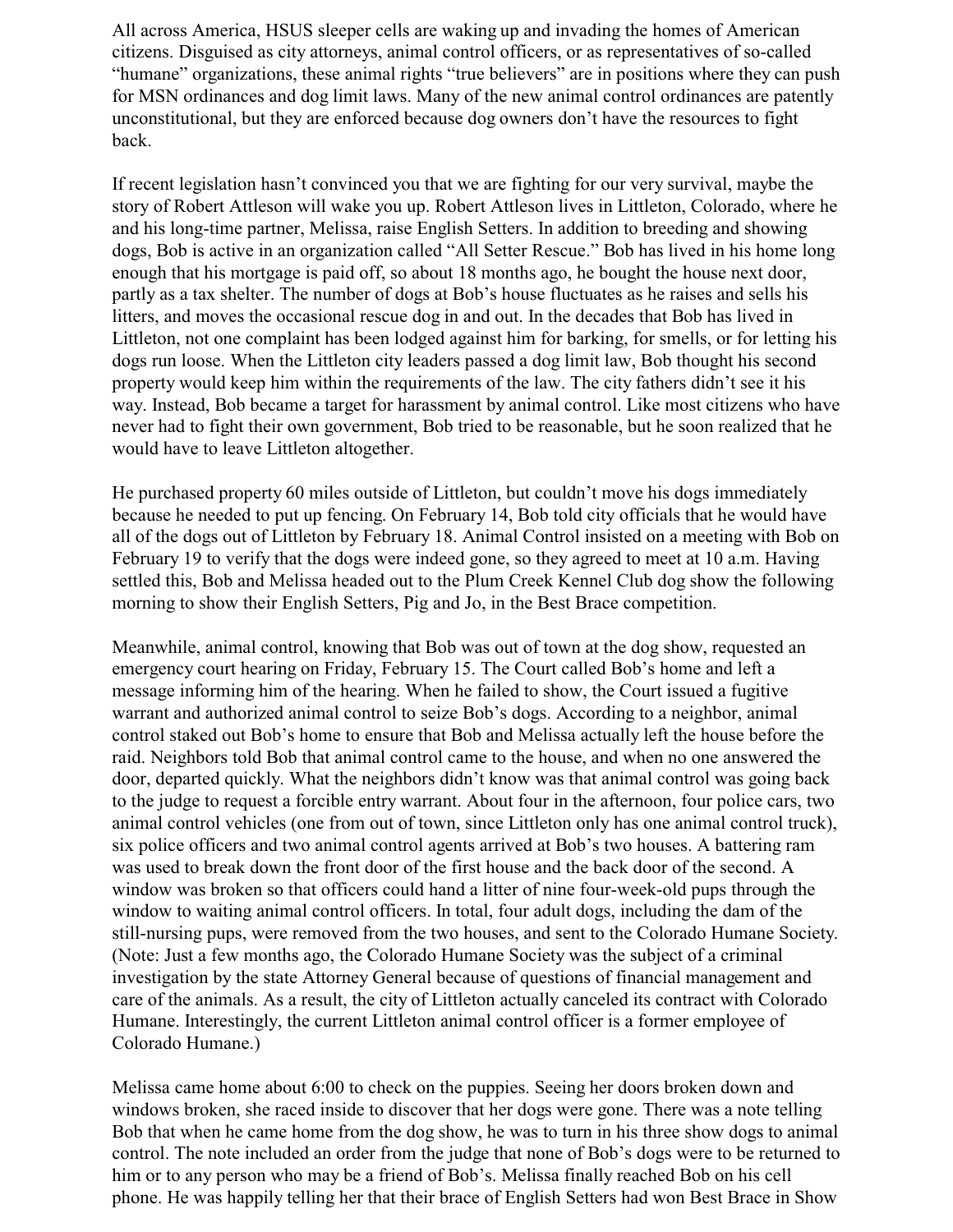All across America, HSUS sleeper cells are waking up and invading the homes of American citizens. Disguised as city attorneys, animal control officers, or as representatives of so-called "humane" organizations, these animal rights "true believers" are in positions where they can push for MSN ordinances and dog limit laws. Many of the new animal control ordinances are patently unconstitutional, but they are enforced because dog owners don't have the resources to fight back.

If recent legislation hasn't convinced you that we are fighting for our very survival, maybe the story of Robert Attleson will wake you up. Robert Attleson lives in Littleton, Colorado, where he and his long-time partner, Melissa, raise English Setters. In addition to breeding and showing dogs, Bob is active in an organization called "All Setter Rescue." Bob has lived in his home long enough that his mortgage is paid off, so about 18 months ago, he bought the house next door, partly as a tax shelter. The number of dogs at Bob's house fluctuates as he raises and sells his litters, and moves the occasional rescue dog in and out. In the decades that Bob has lived in Littleton, not one complaint has been lodged against him for barking, for smells, or for letting his dogs run loose. When the Littleton city leaders passed a dog limit law, Bob thought his second property would keep him within the requirements of the law. The city fathers didn't see it his way. Instead, Bob became a target for harassment by animal control. Like most citizens who have never had to fight their own government, Bob tried to be reasonable, but he soon realized that he would have to leave Littleton altogether.

He purchased property 60 miles outside of Littleton, but couldn't move his dogs immediately because he needed to put up fencing. On February 14, Bob told city officials that he would have all of the dogs out of Littleton by February 18. Animal Control insisted on a meeting with Bob on February 19 to verify that the dogs were indeed gone, so they agreed to meet at 10 a.m. Having settled this, Bob and Melissa headed out to the Plum Creek Kennel Club dog show the following morning to show their English Setters, Pig and Jo, in the Best Brace competition.

Meanwhile, animal control, knowing that Bob was out of town at the dog show, requested an emergency court hearing on Friday, February 15. The Court called Bob's home and left a message informing him of the hearing. When he failed to show, the Court issued a fugitive warrant and authorized animal control to seize Bob's dogs. According to a neighbor, animal control staked out Bob's home to ensure that Bob and Melissa actually left the house before the raid. Neighbors told Bob that animal control came to the house, and when no one answered the door, departed quickly. What the neighbors didn't know was that animal control was going back to the judge to request a forcible entry warrant. About four in the afternoon, four police cars, two animal control vehicles (one from out of town, since Littleton only has one animal control truck), six police officers and two animal control agents arrived at Bob's two houses. A battering ram was used to break down the front door of the first house and the back door of the second. A window was broken so that officers could hand a litter of nine four-week-old pups through the window to waiting animal control officers. In total, four adult dogs, including the dam of the still-nursing pups, were removed from the two houses, and sent to the Colorado Humane Society. (Note: Just a few months ago, the Colorado Humane Society was the subject of a criminal investigation by the state Attorney General because of questions of financial management and care of the animals. As a result, the city of Littleton actually canceled its contract with Colorado Humane. Interestingly, the current Littleton animal control officer is a former employee of Colorado Humane.)

Melissa came home about 6:00 to check on the puppies. Seeing her doors broken down and windows broken, she raced inside to discover that her dogs were gone. There was a note telling Bob that when he came home from the dog show, he was to turn in his three show dogs to animal control. The note included an order from the judge that none of Bob's dogs were to be returned to him or to any person who may be a friend of Bob's. Melissa finally reached Bob on his cell phone. He was happily telling her that their brace of English Setters had won Best Brace in Show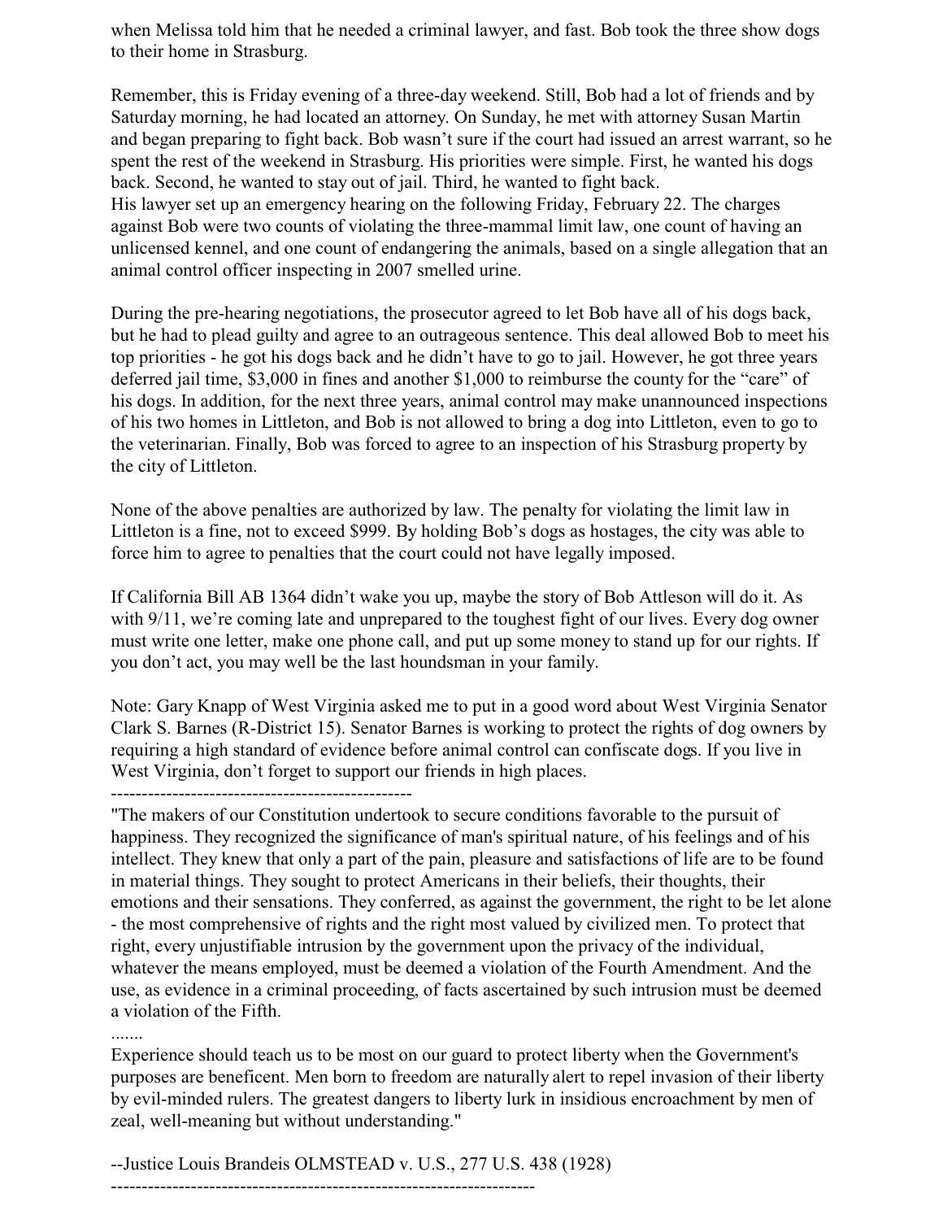when Melissa told him that he needed a criminal lawyer, and fast. Bob took the three show dogs to their home in Strasburg.

Remember, this is Friday evening of a three-day weekend. Still, Bob had a lot of friends and by Saturday morning, he had located an attorney. On Sunday, he met with attorney Susan Martin and began preparing to fight back. Bob wasn't sure if the court had issued an arrest warrant, so he spent the rest of the weekend in Strasburg. His priorities were simple. First, he wanted his dogs back. Second, he wanted to stay out of jail. Third, he wanted to fight back.
His lawyer set up an emergency hearing on the following Friday, February 22. The charges against Bob were two counts of violating the three-mammal limit law, one count of having an unlicensed kennel, and one count of endangering the animals, based on a single allegation that an animal control officer inspecting in 2007 smelled urine.

During the pre-hearing negotiations, the prosecutor agreed to let Bob have all of his dogs back, but he had to plead guilty and agree to an outrageous sentence. This deal allowed Bob to meet his top priorities - he got his dogs back and he didn't have to go to jail. However, he got three years deferred jail time, $3,000 in fines and another $1,000 to reimburse the county for the "care" of his dogs. In addition, for the next three years, animal control may make unannounced inspections of his two homes in Littleton, and Bob is not allowed to bring a dog into Littleton, even to go to the veterinarian. Finally, Bob was forced to agree to an inspection of his Strasburg property by the city of Littleton.

None of the above penalties are authorized by law. The penalty for violating the limit law in Littleton is a fine, not to exceed $999. By holding Bob's dogs as hostages, the city was able to force him to agree to penalties that the court could not have legally imposed.

If California Bill AB 1364 didn't wake you up, maybe the story of Bob Attleson will do it. As with 9/11, we're coming late and unprepared to the toughest fight of our lives. Every dog owner must write one letter, make one phone call, and put up some money to stand up for our rights. If you don't act, you may well be the last houndsman in your family.

Note: Gary Knapp of West Virginia asked me to put in a good word about West Virginia Senator Clark S. Barnes (R-District 15). Senator Barnes is working to protect the rights of dog owners by requiring a high standard of evidence before animal control can confiscate dogs. If you live in West Virginia, don't forget to support our friends in high places.

-------------------------------------------------

"The makers of our Constitution undertook to secure conditions favorable to the pursuit of happiness. They recognized the significance of man's spiritual nature, of his feelings and of his intellect. They knew that only a part of the pain, pleasure and satisfactions of life are to be found in material things. They sought to protect Americans in their beliefs, their thoughts, their emotions and their sensations. They conferred, as against the government, the right to be let alone - the most comprehensive of rights and the right most valued by civilized men. To protect that right, every unjustifiable intrusion by the government upon the privacy of the individual, whatever the means employed, must be deemed a violation of the Fourth Amendment. And the use, as evidence in a criminal proceeding, of facts ascertained by such intrusion must be deemed a violation of the Fifth.

.......

Experience should teach us to be most on our guard to protect liberty when the Government's purposes are beneficent. Men born to freedom are naturally alert to repel invasion of their liberty by evil-minded rulers. The greatest dangers to liberty lurk in insidious encroachment by men of zeal, well-meaning but without understanding."

--Justice Louis Brandeis OLMSTEAD v. U.S., 277 U.S. 438 (1928)

---------------------------------------------------------------------